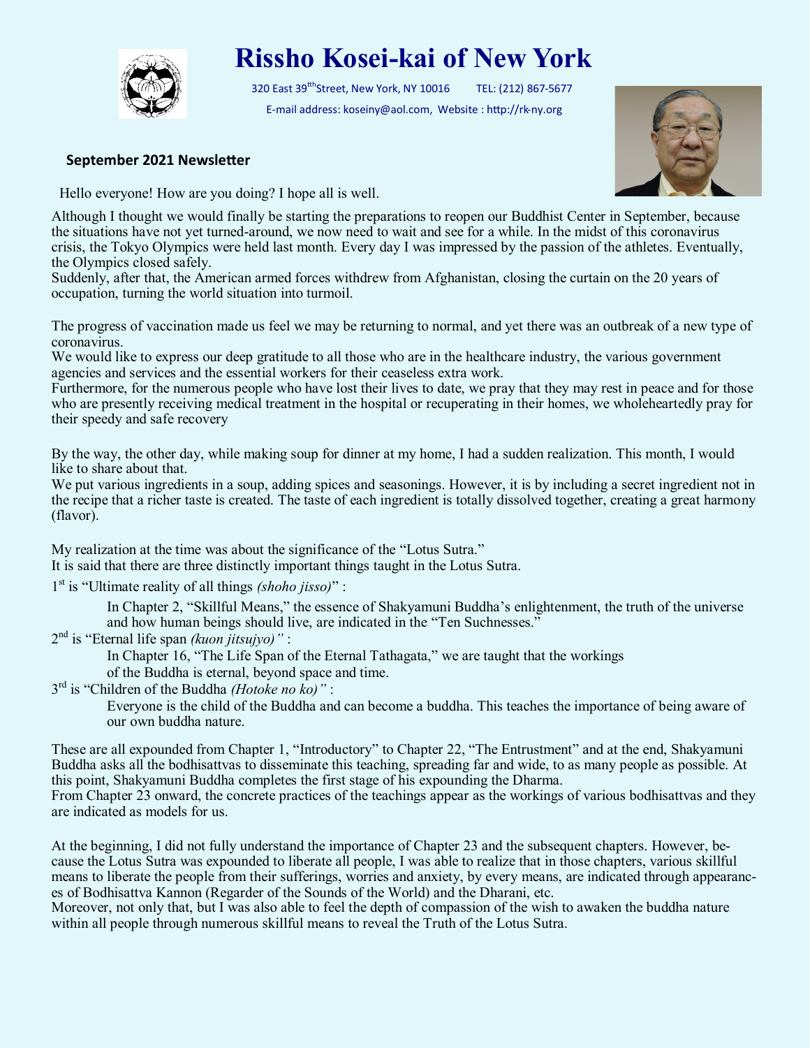# Rissho Kosei-kai of New York

320 East 39[tth]Street, New York, NY 10016 TEL: (212) 867-5677

E-mail address: koseiny@aol.com, Website : http://rk-ny.org

**September 2021 Newsletter**

Hello everyone! How are you doing? I hope all is well.

Although I thought we would finally be starting the preparations to reopen our Buddhist Center in September, because the situations have not yet turned-around, we now need to wait and see for a while. In the midst of this coronavirus crisis, the Tokyo Olympics were held last month. Every day I was impressed by the passion of the athletes. Eventually, the Olympics closed safely.
Suddenly, after that, the American armed forces withdrew from Afghanistan, closing the curtain on the 20 years of occupation, turning the world situation into turmoil.

The progress of vaccination made us feel we may be returning to normal, and yet there was an outbreak of a new type of coronavirus.
We would like to express our deep gratitude to all those who are in the healthcare industry, the various government agencies and services and the essential workers for their ceaseless extra work.
Furthermore, for the numerous people who have lost their lives to date, we pray that they may rest in peace and for those who are presently receiving medical treatment in the hospital or recuperating in their homes, we wholeheartedly pray for their speedy and safe recovery

By the way, the other day, while making soup for dinner at my home, I had a sudden realization. This month, I would like to share about that.
We put various ingredients in a soup, adding spices and seasonings. However, it is by including a secret ingredient not in the recipe that a richer taste is created. The taste of each ingredient is totally dissolved together, creating a great harmony (flavor).

My realization at the time was about the significance of the "Lotus Sutra."
It is said that there are three distinctly important things taught in the Lotus Sutra.

1st is "Ultimate reality of all things *(shoho jisso)*" :

> In Chapter 2, "Skillful Means," the essence of Shakyamuni Buddha's enlightenment, the truth of the universe and how human beings should live, are indicated in the "Ten Suchnesses."

2nd is "Eternal life span *(kuon jitsujyo)"* :

> In Chapter 16, "The Life Span of the Eternal Tathagata," we are taught that the workings of the Buddha is eternal, beyond space and time.

3rd is "Children of the Buddha *(Hotoke no ko)"* :

> Everyone is the child of the Buddha and can become a buddha. This teaches the importance of being aware of our own buddha nature.

These are all expounded from Chapter 1, "Introductory" to Chapter 22, "The Entrustment" and at the end, Shakyamuni Buddha asks all the bodhisattvas to disseminate this teaching, spreading far and wide, to as many people as possible. At this point, Shakyamuni Buddha completes the first stage of his expounding the Dharma.
From Chapter 23 onward, the concrete practices of the teachings appear as the workings of various bodhisattvas and they are indicated as models for us.

At the beginning, I did not fully understand the importance of Chapter 23 and the subsequent chapters. However, because the Lotus Sutra was expounded to liberate all people, I was able to realize that in those chapters, various skillful means to liberate the people from their sufferings, worries and anxiety, by every means, are indicated through appearances of Bodhisattva Kannon (Regarder of the Sounds of the World) and the Dharani, etc.
Moreover, not only that, but I was also able to feel the depth of compassion of the wish to awaken the buddha nature within all people through numerous skillful means to reveal the Truth of the Lotus Sutra.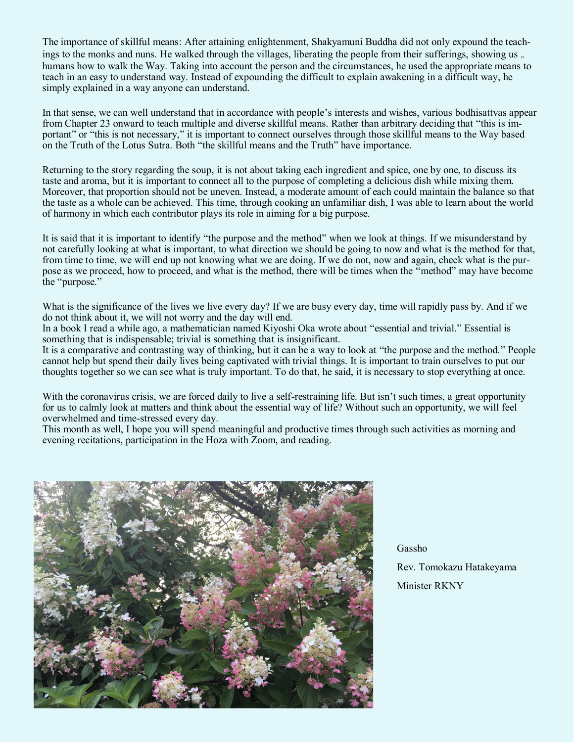The importance of skillful means: After attaining enlightenment, Shakyamuni Buddha did not only expound the teachings to the monks and nuns. He walked through the villages, liberating the people from their sufferings, showing us 。 humans how to walk the Way. Taking into account the person and the circumstances, he used the appropriate means to teach in an easy to understand way. Instead of expounding the difficult to explain awakening in a difficult way, he simply explained in a way anyone can understand.

In that sense, we can well understand that in accordance with people's interests and wishes, various bodhisattvas appear from Chapter 23 onward to teach multiple and diverse skillful means. Rather than arbitrary deciding that "this is important" or "this is not necessary," it is important to connect ourselves through those skillful means to the Way based on the Truth of the Lotus Sutra. Both "the skillful means and the Truth" have importance.

Returning to the story regarding the soup, it is not about taking each ingredient and spice, one by one, to discuss its taste and aroma, but it is important to connect all to the purpose of completing a delicious dish while mixing them. Moreover, that proportion should not be uneven. Instead, a moderate amount of each could maintain the balance so that the taste as a whole can be achieved. This time, through cooking an unfamiliar dish, I was able to learn about the world of harmony in which each contributor plays its role in aiming for a big purpose.

It is said that it is important to identify "the purpose and the method" when we look at things. If we misunderstand by not carefully looking at what is important, to what direction we should be going to now and what is the method for that, from time to time, we will end up not knowing what we are doing. If we do not, now and again, check what is the purpose as we proceed, how to proceed, and what is the method, there will be times when the "method" may have become the "purpose."

What is the significance of the lives we live every day? If we are busy every day, time will rapidly pass by. And if we do not think about it, we will not worry and the day will end.
In a book I read a while ago, a mathematician named Kiyoshi Oka wrote about "essential and trivial." Essential is something that is indispensable; trivial is something that is insignificant.
It is a comparative and contrasting way of thinking, but it can be a way to look at "the purpose and the method." People cannot help but spend their daily lives being captivated with trivial things. It is important to train ourselves to put our thoughts together so we can see what is truly important. To do that, he said, it is necessary to stop everything at once.

With the coronavirus crisis, we are forced daily to live a self-restraining life. But isn't such times, a great opportunity for us to calmly look at matters and think about the essential way of life? Without such an opportunity, we will feel overwhelmed and time-stressed every day.
This month as well, I hope you will spend meaningful and productive times through such activities as morning and evening recitations, participation in the Hoza with Zoom, and reading.

Gassho

Rev. Tomokazu Hatakeyama

Minister RKNY